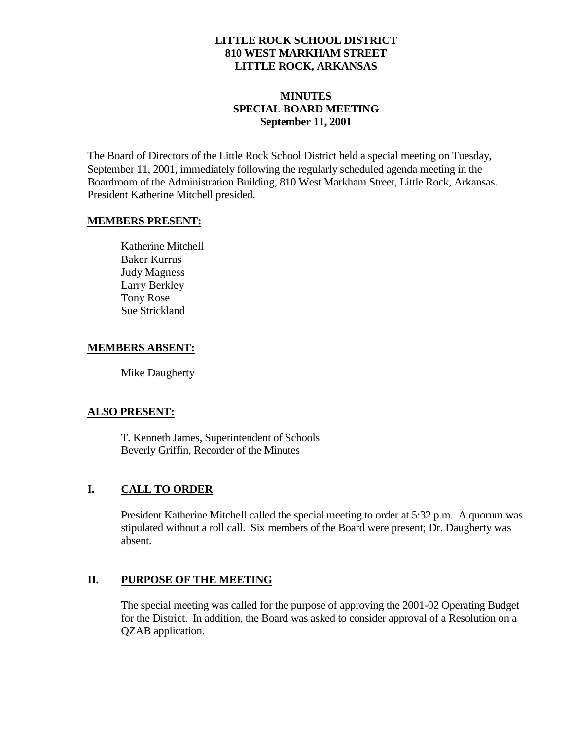**LITTLE ROCK SCHOOL DISTRICT**
**810 WEST MARKHAM STREET**
**LITTLE ROCK, ARKANSAS**

# MINUTES
## SPECIAL BOARD MEETING
**September 11, 2001**

The Board of Directors of the Little Rock School District held a special meeting on Tuesday, September 11, 2001, immediately following the regularly scheduled agenda meeting in the Boardroom of the Administration Building, 810 West Markham Street, Little Rock, Arkansas. President Katherine Mitchell presided.

**MEMBERS PRESENT:**

Katherine Mitchell
Baker Kurrus
Judy Magness
Larry Berkley
Tony Rose
Sue Strickland

**MEMBERS ABSENT:**

Mike Daugherty

**ALSO PRESENT:**

T. Kenneth James, Superintendent of Schools
Beverly Griffin, Recorder of the Minutes

### I. CALL TO ORDER

President Katherine Mitchell called the special meeting to order at 5:32 p.m. A quorum was stipulated without a roll call. Six members of the Board were present; Dr. Daugherty was absent.

### II. PURPOSE OF THE MEETING

The special meeting was called for the purpose of approving the 2001-02 Operating Budget for the District. In addition, the Board was asked to consider approval of a Resolution on a QZAB application.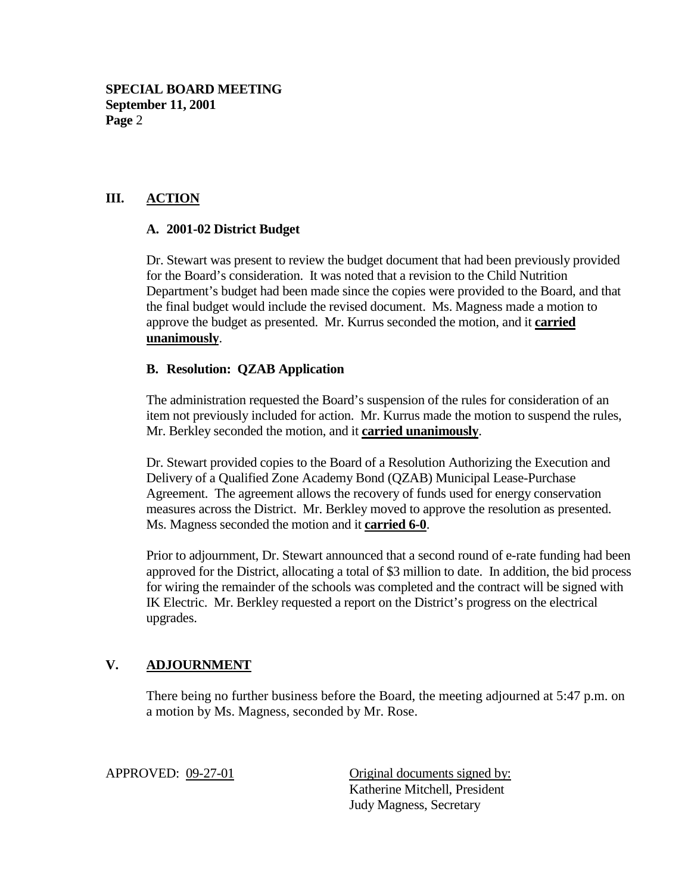## III. ACTION

### A. 2001-02 District Budget

Dr. Stewart was present to review the budget document that had been previously provided for the Board's consideration. It was noted that a revision to the Child Nutrition Department's budget had been made since the copies were provided to the Board, and that the final budget would include the revised document. Ms. Magness made a motion to approve the budget as presented. Mr. Kurrus seconded the motion, and it **carried unanimously**.

### B. Resolution: QZAB Application

The administration requested the Board's suspension of the rules for consideration of an item not previously included for action. Mr. Kurrus made the motion to suspend the rules, Mr. Berkley seconded the motion, and it **carried unanimously**.

Dr. Stewart provided copies to the Board of a Resolution Authorizing the Execution and Delivery of a Qualified Zone Academy Bond (QZAB) Municipal Lease-Purchase Agreement. The agreement allows the recovery of funds used for energy conservation measures across the District. Mr. Berkley moved to approve the resolution as presented. Ms. Magness seconded the motion and it **carried 6-0**.

Prior to adjournment, Dr. Stewart announced that a second round of e-rate funding had been approved for the District, allocating a total of $3 million to date. In addition, the bid process for wiring the remainder of the schools was completed and the contract will be signed with IK Electric. Mr. Berkley requested a report on the District's progress on the electrical upgrades.

## V. ADJOURNMENT

There being no further business before the Board, the meeting adjourned at 5:47 p.m. on a motion by Ms. Magness, seconded by Mr. Rose.

APPROVED: 09-27-01

Original documents signed by:
Katherine Mitchell, President
Judy Magness, Secretary